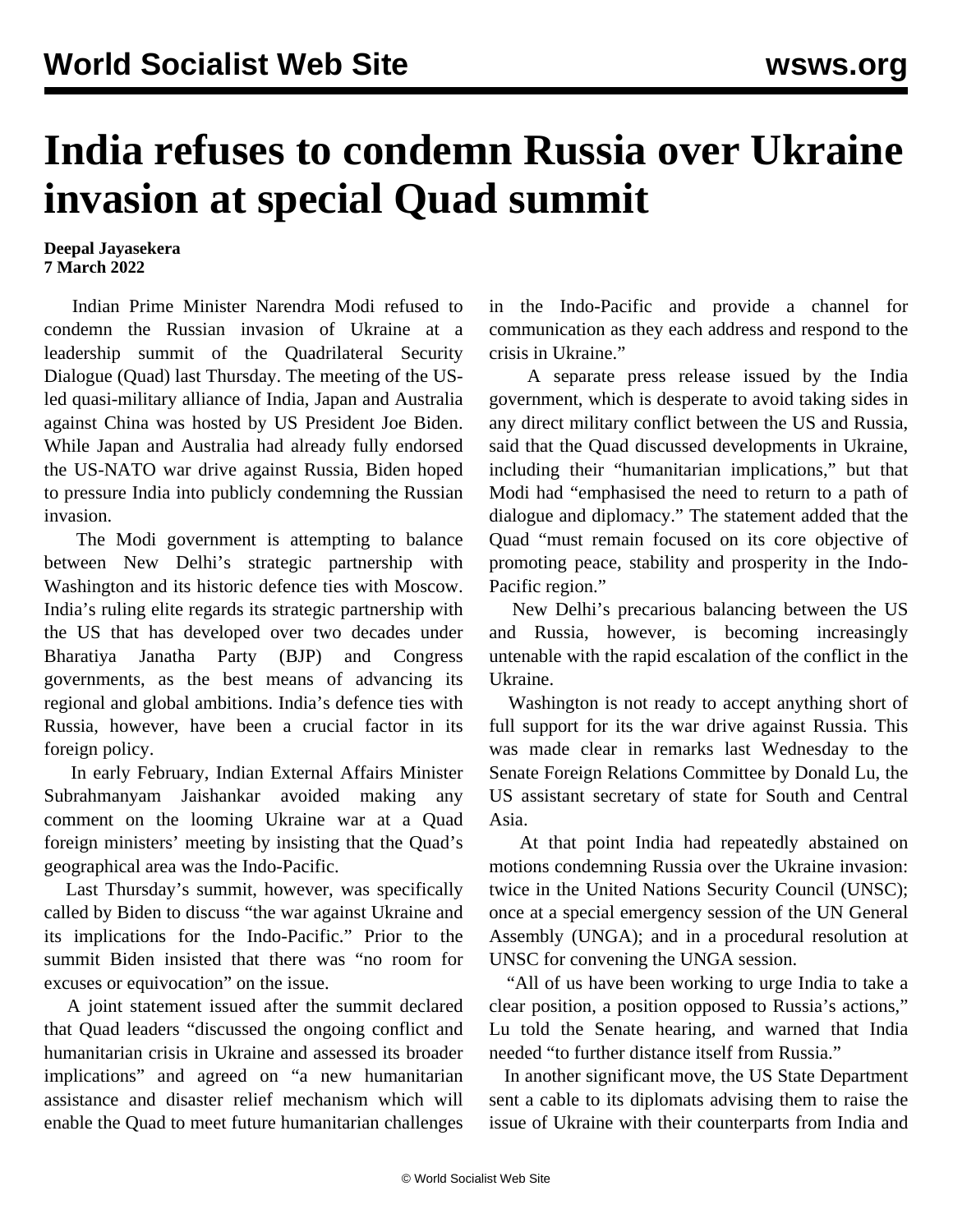# India refuses to condemn Russia over Ukraine invasion at special Quad summit

**Deepal Jayasekera**
**7 March 2022**

Indian Prime Minister Narendra Modi refused to condemn the Russian invasion of Ukraine at a leadership summit of the Quadrilateral Security Dialogue (Quad) last Thursday. The meeting of the US-led quasi-military alliance of India, Japan and Australia against China was hosted by US President Joe Biden. While Japan and Australia had already fully endorsed the US-NATO war drive against Russia, Biden hoped to pressure India into publicly condemning the Russian invasion.

The Modi government is attempting to balance between New Delhi's strategic partnership with Washington and its historic defence ties with Moscow. India's ruling elite regards its strategic partnership with the US that has developed over two decades under Bharatiya Janatha Party (BJP) and Congress governments, as the best means of advancing its regional and global ambitions. India's defence ties with Russia, however, have been a crucial factor in its foreign policy.

In early February, Indian External Affairs Minister Subrahmanyam Jaishankar avoided making any comment on the looming Ukraine war at a Quad foreign ministers' meeting by insisting that the Quad's geographical area was the Indo-Pacific.

Last Thursday's summit, however, was specifically called by Biden to discuss "the war against Ukraine and its implications for the Indo-Pacific." Prior to the summit Biden insisted that there was "no room for excuses or equivocation" on the issue.

A joint statement issued after the summit declared that Quad leaders "discussed the ongoing conflict and humanitarian crisis in Ukraine and assessed its broader implications" and agreed on "a new humanitarian assistance and disaster relief mechanism which will enable the Quad to meet future humanitarian challenges in the Indo-Pacific and provide a channel for communication as they each address and respond to the crisis in Ukraine."

A separate press release issued by the India government, which is desperate to avoid taking sides in any direct military conflict between the US and Russia, said that the Quad discussed developments in Ukraine, including their "humanitarian implications," but that Modi had "emphasised the need to return to a path of dialogue and diplomacy." The statement added that the Quad "must remain focused on its core objective of promoting peace, stability and prosperity in the Indo-Pacific region."

New Delhi's precarious balancing between the US and Russia, however, is becoming increasingly untenable with the rapid escalation of the conflict in the Ukraine.

Washington is not ready to accept anything short of full support for its the war drive against Russia. This was made clear in remarks last Wednesday to the Senate Foreign Relations Committee by Donald Lu, the US assistant secretary of state for South and Central Asia.

At that point India had repeatedly abstained on motions condemning Russia over the Ukraine invasion: twice in the United Nations Security Council (UNSC); once at a special emergency session of the UN General Assembly (UNGA); and in a procedural resolution at UNSC for convening the UNGA session.

"All of us have been working to urge India to take a clear position, a position opposed to Russia's actions," Lu told the Senate hearing, and warned that India needed "to further distance itself from Russia."

In another significant move, the US State Department sent a cable to its diplomats advising them to raise the issue of Ukraine with their counterparts from India and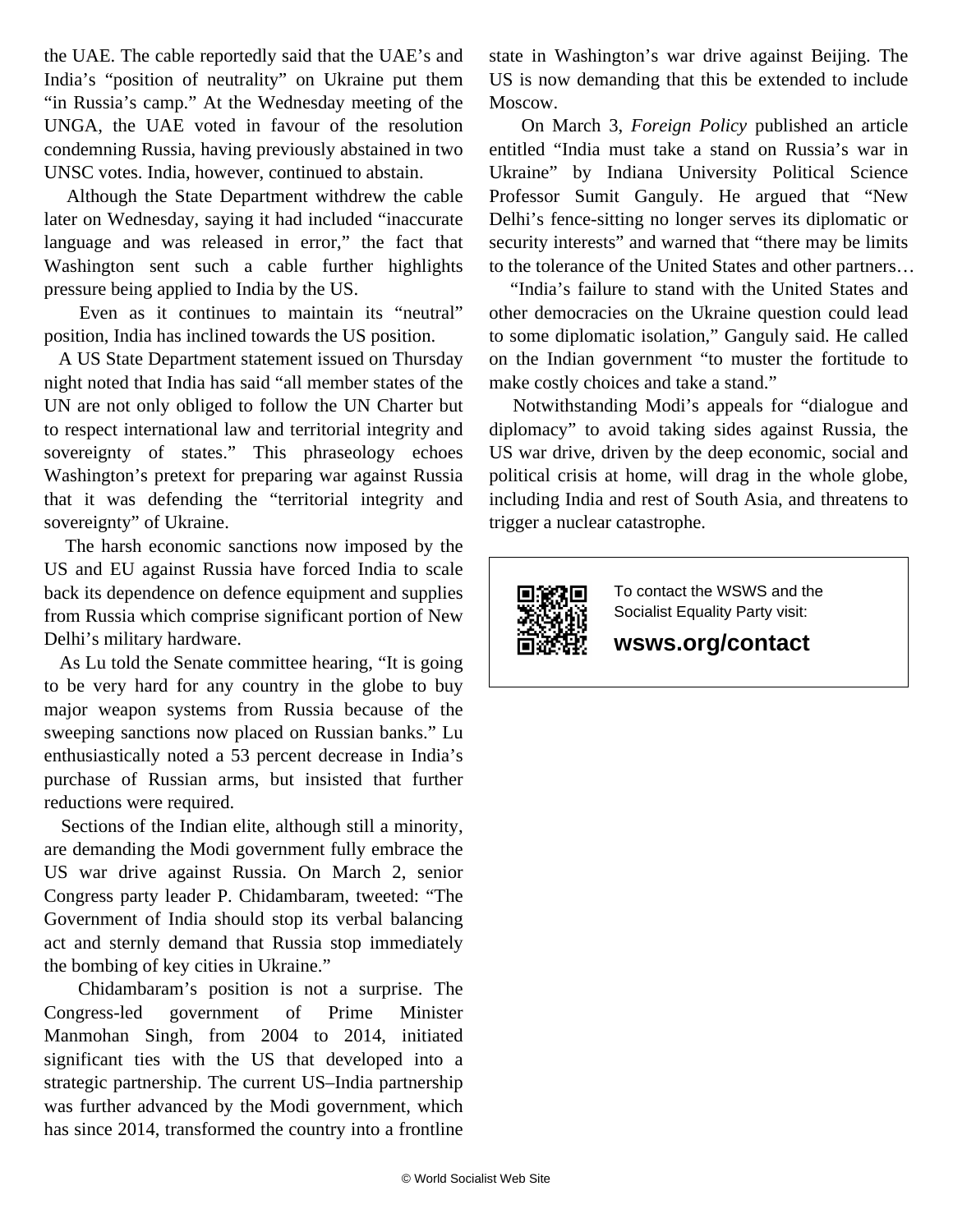the UAE. The cable reportedly said that the UAE's and India's "position of neutrality" on Ukraine put them "in Russia's camp." At the Wednesday meeting of the UNGA, the UAE voted in favour of the resolution condemning Russia, having previously abstained in two UNSC votes. India, however, continued to abstain.

Although the State Department withdrew the cable later on Wednesday, saying it had included "inaccurate language and was released in error," the fact that Washington sent such a cable further highlights pressure being applied to India by the US.

Even as it continues to maintain its "neutral" position, India has inclined towards the US position.

A US State Department statement issued on Thursday night noted that India has said "all member states of the UN are not only obliged to follow the UN Charter but to respect international law and territorial integrity and sovereignty of states." This phraseology echoes Washington's pretext for preparing war against Russia that it was defending the "territorial integrity and sovereignty" of Ukraine.

The harsh economic sanctions now imposed by the US and EU against Russia have forced India to scale back its dependence on defence equipment and supplies from Russia which comprise significant portion of New Delhi's military hardware.

As Lu told the Senate committee hearing, "It is going to be very hard for any country in the globe to buy major weapon systems from Russia because of the sweeping sanctions now placed on Russian banks." Lu enthusiastically noted a 53 percent decrease in India's purchase of Russian arms, but insisted that further reductions were required.

Sections of the Indian elite, although still a minority, are demanding the Modi government fully embrace the US war drive against Russia. On March 2, senior Congress party leader P. Chidambaram, tweeted: "The Government of India should stop its verbal balancing act and sternly demand that Russia stop immediately the bombing of key cities in Ukraine."

Chidambaram's position is not a surprise. The Congress-led government of Prime Minister Manmohan Singh, from 2004 to 2014, initiated significant ties with the US that developed into a strategic partnership. The current US–India partnership was further advanced by the Modi government, which has since 2014, transformed the country into a frontline state in Washington's war drive against Beijing. The US is now demanding that this be extended to include Moscow.

On March 3, *Foreign Policy* published an article entitled "India must take a stand on Russia's war in Ukraine" by Indiana University Political Science Professor Sumit Ganguly. He argued that "New Delhi's fence-sitting no longer serves its diplomatic or security interests" and warned that "there may be limits to the tolerance of the United States and other partners…

"India's failure to stand with the United States and other democracies on the Ukraine question could lead to some diplomatic isolation," Ganguly said. He called on the Indian government "to muster the fortitude to make costly choices and take a stand."

Notwithstanding Modi's appeals for "dialogue and diplomacy" to avoid taking sides against Russia, the US war drive, driven by the deep economic, social and political crisis at home, will drag in the whole globe, including India and rest of South Asia, and threatens to trigger a nuclear catastrophe.

To contact the WSWS and the Socialist Equality Party visit:

**wsws.org/contact**